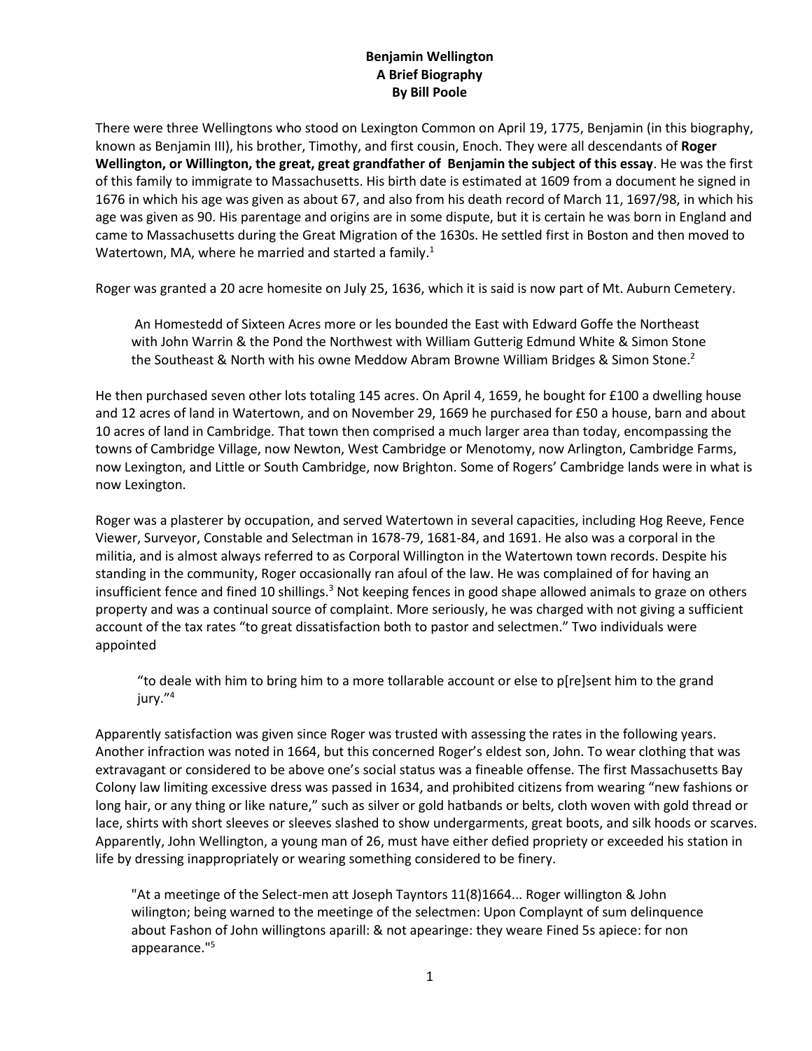**Benjamin Wellington**
**A Brief Biography**
**By Bill Poole**

There were three Wellingtons who stood on Lexington Common on April 19, 1775, Benjamin (in this biography, known as Benjamin III), his brother, Timothy, and first cousin, Enoch. They were all descendants of **Roger Wellington, or Willington, the great, great grandfather of Benjamin the subject of this essay**. He was the first of this family to immigrate to Massachusetts. His birth date is estimated at 1609 from a document he signed in 1676 in which his age was given as about 67, and also from his death record of March 11, 1697/98, in which his age was given as 90. His parentage and origins are in some dispute, but it is certain he was born in England and came to Massachusetts during the Great Migration of the 1630s. He settled first in Boston and then moved to Watertown, MA, where he married and started a family.[1]

Roger was granted a 20 acre homesite on July 25, 1636, which it is said is now part of Mt. Auburn Cemetery.

> An Homestedd of Sixteen Acres more or les bounded the East with Edward Goffe the Northeast with John Warrin & the Pond the Northwest with William Gutterig Edmund White & Simon Stone the Southeast & North with his owne Meddow Abram Browne William Bridges & Simon Stone.[2]

He then purchased seven other lots totaling 145 acres. On April 4, 1659, he bought for £100 a dwelling house and 12 acres of land in Watertown, and on November 29, 1669 he purchased for £50 a house, barn and about 10 acres of land in Cambridge. That town then comprised a much larger area than today, encompassing the towns of Cambridge Village, now Newton, West Cambridge or Menotomy, now Arlington, Cambridge Farms, now Lexington, and Little or South Cambridge, now Brighton. Some of Rogers' Cambridge lands were in what is now Lexington.

Roger was a plasterer by occupation, and served Watertown in several capacities, including Hog Reeve, Fence Viewer, Surveyor, Constable and Selectman in 1678-79, 1681-84, and 1691. He also was a corporal in the militia, and is almost always referred to as Corporal Willington in the Watertown town records. Despite his standing in the community, Roger occasionally ran afoul of the law. He was complained of for having an insufficient fence and fined 10 shillings.[3] Not keeping fences in good shape allowed animals to graze on others property and was a continual source of complaint. More seriously, he was charged with not giving a sufficient account of the tax rates "to great dissatisfaction both to pastor and selectmen." Two individuals were appointed

> "to deale with him to bring him to a more tollarable account or else to p[re]sent him to the grand jury."[4]

Apparently satisfaction was given since Roger was trusted with assessing the rates in the following years. Another infraction was noted in 1664, but this concerned Roger's eldest son, John. To wear clothing that was extravagant or considered to be above one's social status was a fineable offense. The first Massachusetts Bay Colony law limiting excessive dress was passed in 1634, and prohibited citizens from wearing "new fashions or long hair, or any thing or like nature," such as silver or gold hatbands or belts, cloth woven with gold thread or lace, shirts with short sleeves or sleeves slashed to show undergarments, great boots, and silk hoods or scarves. Apparently, John Wellington, a young man of 26, must have either defied propriety or exceeded his station in life by dressing inappropriately or wearing something considered to be finery.

> "At a meetinge of the Select-men att Joseph Tayntors 11(8)1664... Roger willington & John wilington; being warned to the meetinge of the selectmen: Upon Complaynt of sum delinquence about Fashon of John willingtons aparill: & not apearinge: they weare Fined 5s apiece: for non appearance."[5]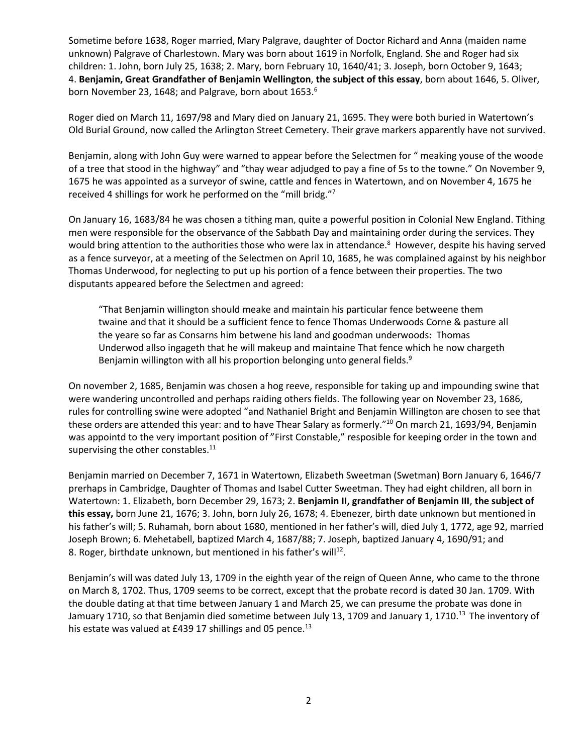Sometime before 1638, Roger married, Mary Palgrave, daughter of Doctor Richard and Anna (maiden name unknown) Palgrave of Charlestown. Mary was born about 1619 in Norfolk, England. She and Roger had six children: 1. John, born July 25, 1638; 2. Mary, born February 10, 1640/41; 3. Joseph, born October 9, 1643; 4. **Benjamin, Great Grandfather of Benjamin Wellington**, **the subject of this essay**, born about 1646, 5. Oliver, born November 23, 1648; and Palgrave, born about 1653.[6]

Roger died on March 11, 1697/98 and Mary died on January 21, 1695. They were both buried in Watertown's Old Burial Ground, now called the Arlington Street Cemetery. Their grave markers apparently have not survived.

Benjamin, along with John Guy were warned to appear before the Selectmen for " meaking youse of the woode of a tree that stood in the highway" and "thay wear adjudged to pay a fine of 5s to the towne." On November 9, 1675 he was appointed as a surveyor of swine, cattle and fences in Watertown, and on November 4, 1675 he received 4 shillings for work he performed on the "mill bridg."[7]

On January 16, 1683/84 he was chosen a tithing man, quite a powerful position in Colonial New England. Tithing men were responsible for the observance of the Sabbath Day and maintaining order during the services. They would bring attention to the authorities those who were lax in attendance.[8] However, despite his having served as a fence surveyor, at a meeting of the Selectmen on April 10, 1685, he was complained against by his neighbor Thomas Underwood, for neglecting to put up his portion of a fence between their properties. The two disputants appeared before the Selectmen and agreed:

> "That Benjamin willington should meake and maintain his particular fence betweene them twaine and that it should be a sufficient fence to fence Thomas Underwoods Corne & pasture all the yeare so far as Consarns him betwene his land and goodman underwoods: Thomas Underwod allso ingageth that he will makeup and maintaine That fence which he now chargeth Benjamin willington with all his proportion belonging unto general fields.[9]

On november 2, 1685, Benjamin was chosen a hog reeve, responsible for taking up and impounding swine that were wandering uncontrolled and perhaps raiding others fields. The following year on November 23, 1686, rules for controlling swine were adopted "and Nathaniel Bright and Benjamin Willington are chosen to see that these orders are attended this year: and to have Thear Salary as formerly."[10] On march 21, 1693/94, Benjamin was appointd to the very important position of "First Constable," resposible for keeping order in the town and supervising the other constables.[11]

Benjamin married on December 7, 1671 in Watertown, Elizabeth Sweetman (Swetman) Born January 6, 1646/7 prerhaps in Cambridge, Daughter of Thomas and Isabel Cutter Sweetman. They had eight children, all born in Watertown: 1. Elizabeth, born December 29, 1673; 2. **Benjamin II, grandfather of Benjamin III**, **the subject of this essay,** born June 21, 1676; 3. John, born July 26, 1678; 4. Ebenezer, birth date unknown but mentioned in his father's will; 5. Ruhamah, born about 1680, mentioned in her father's will, died July 1, 1772, age 92, married Joseph Brown; 6. Mehetabell, baptized March 4, 1687/88; 7. Joseph, baptized January 4, 1690/91; and 8. Roger, birthdate unknown, but mentioned in his father's will[12].

Benjamin's will was dated July 13, 1709 in the eighth year of the reign of Queen Anne, who came to the throne on March 8, 1702. Thus, 1709 seems to be correct, except that the probate record is dated 30 Jan. 1709. With the double dating at that time between January 1 and March 25, we can presume the probate was done in Jamuary 1710, so that Benjamin died sometime between July 13, 1709 and January 1, 1710.[13] The inventory of his estate was valued at £439 17 shillings and 05 pence.[13]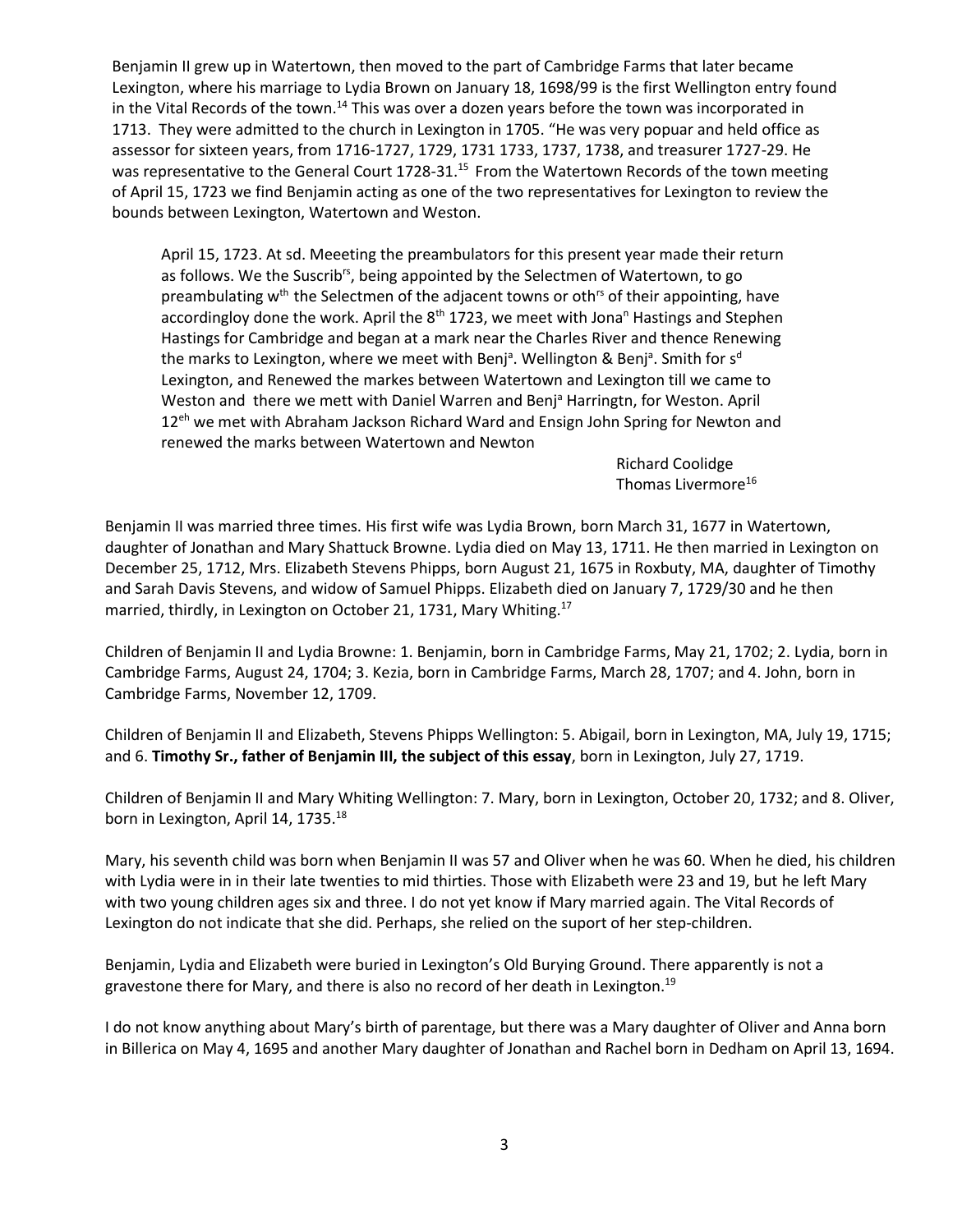Benjamin II grew up in Watertown, then moved to the part of Cambridge Farms that later became Lexington, where his marriage to Lydia Brown on January 18, 1698/99 is the first Wellington entry found in the Vital Records of the town.[14] This was over a dozen years before the town was incorporated in 1713. They were admitted to the church in Lexington in 1705. "He was very popular and held office as assessor for sixteen years, from 1716-1727, 1729, 1731 1733, 1737, 1738, and treasurer 1727-29. He was representative to the General Court 1728-31.[15] From the Watertown Records of the town meeting of April 15, 1723 we find Benjamin acting as one of the two representatives for Lexington to review the bounds between Lexington, Watertown and Weston.

> April 15, 1723. At sd. Meeeting the preambulators for this present year made their return as follows. We the Suscrib[rs], being appointed by the Selectmen of Watertown, to go preambulating w[th] the Selectmen of the adjacent towns or oth[rs] of their appointing, have accordingloy done the work. April the 8[th] 1723, we meet with Jona[n] Hastings and Stephen Hastings for Cambridge and began at a mark near the Charles River and thence Renewing the marks to Lexington, where we meet with Benj[a]. Wellington & Benj[a]. Smith for s[d] Lexington, and Renewed the markes between Watertown and Lexington till we came to Weston and there we mett with Daniel Warren and Benj[a] Harringtn, for Weston. April 12[eh] we met with Abraham Jackson Richard Ward and Ensign John Spring for Newton and renewed the marks between Watertown and Newton
>
> Richard Coolidge
> Thomas Livermore[16]

Benjamin II was married three times. His first wife was Lydia Brown, born March 31, 1677 in Watertown, daughter of Jonathan and Mary Shattuck Browne. Lydia died on May 13, 1711. He then married in Lexington on December 25, 1712, Mrs. Elizabeth Stevens Phipps, born August 21, 1675 in Roxbuty, MA, daughter of Timothy and Sarah Davis Stevens, and widow of Samuel Phipps. Elizabeth died on January 7, 1729/30 and he then married, thirdly, in Lexington on October 21, 1731, Mary Whiting.[17]

Children of Benjamin II and Lydia Browne: 1. Benjamin, born in Cambridge Farms, May 21, 1702; 2. Lydia, born in Cambridge Farms, August 24, 1704; 3. Kezia, born in Cambridge Farms, March 28, 1707; and 4. John, born in Cambridge Farms, November 12, 1709.

Children of Benjamin II and Elizabeth, Stevens Phipps Wellington: 5. Abigail, born in Lexington, MA, July 19, 1715; and 6. **Timothy Sr., father of Benjamin III, the subject of this essay**, born in Lexington, July 27, 1719.

Children of Benjamin II and Mary Whiting Wellington: 7. Mary, born in Lexington, October 20, 1732; and 8. Oliver, born in Lexington, April 14, 1735.[18]

Mary, his seventh child was born when Benjamin II was 57 and Oliver when he was 60. When he died, his children with Lydia were in in their late twenties to mid thirties. Those with Elizabeth were 23 and 19, but he left Mary with two young children ages six and three. I do not yet know if Mary married again. The Vital Records of Lexington do not indicate that she did. Perhaps, she relied on the suport of her step-children.

Benjamin, Lydia and Elizabeth were buried in Lexington's Old Burying Ground. There apparently is not a gravestone there for Mary, and there is also no record of her death in Lexington.[19]

I do not know anything about Mary's birth of parentage, but there was a Mary daughter of Oliver and Anna born in Billerica on May 4, 1695 and another Mary daughter of Jonathan and Rachel born in Dedham on April 13, 1694.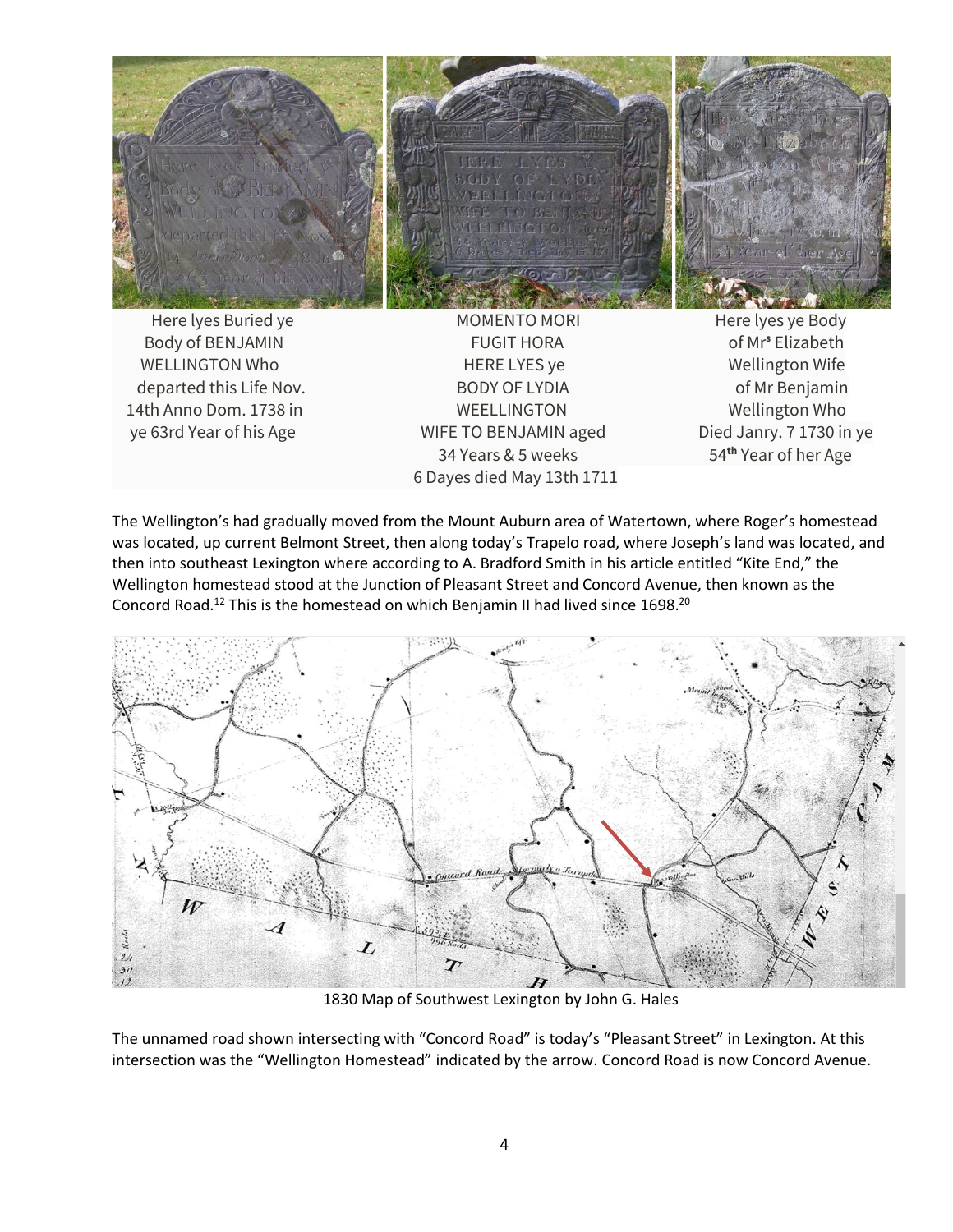Here lyes Buried ye
Body of BENJAMIN
WELLINGTON Who
departed this Life Nov.
14th Anno Dom. 1738 in
ye 63rd Year of his Age

MOMENTO MORI
FUGIT HORA
HERE LYES ye
BODY OF LYDIA
WEELLINGTON
WIFE TO BENJAMIN aged
34 Years & 5 weeks
6 Dayes died May 13th 1711

Here lyes ye Body
of Mrs Elizabeth
Wellington Wife
of Mr Benjamin
Wellington Who
Died Janry. 7 1730 in ye
54th Year of her Age

The Wellington's had gradually moved from the Mount Auburn area of Watertown, where Roger's homestead was located, up current Belmont Street, then along today's Trapelo road, where Joseph's land was located, and then into southeast Lexington where according to A. Bradford Smith in his article entitled "Kite End," the Wellington homestead stood at the Junction of Pleasant Street and Concord Avenue, then known as the Concord Road.[12] This is the homestead on which Benjamin II had lived since 1698.[20]

1830 Map of Southwest Lexington by John G. Hales

The unnamed road shown intersecting with "Concord Road" is today's "Pleasant Street" in Lexington. At this intersection was the "Wellington Homestead" indicated by the arrow. Concord Road is now Concord Avenue.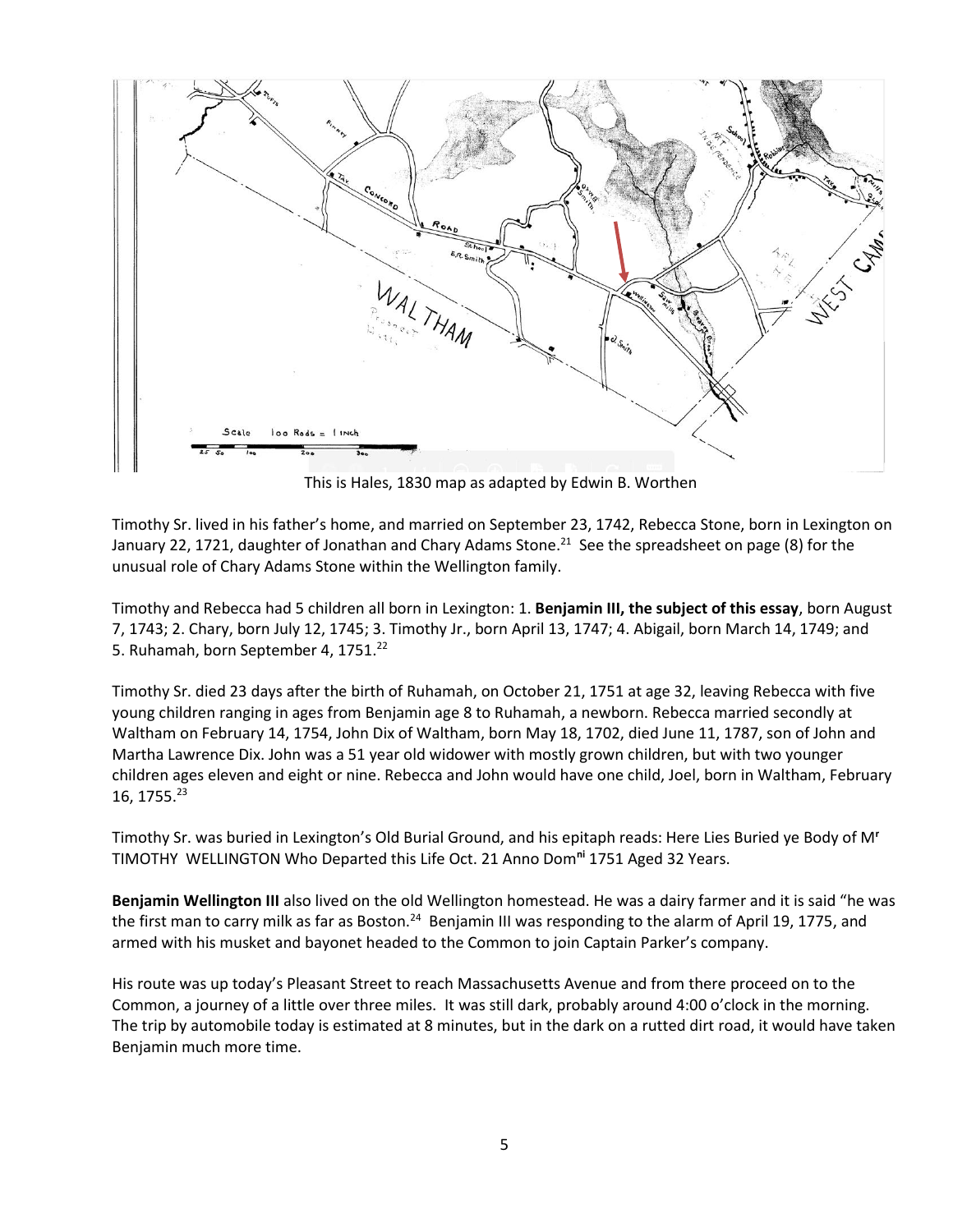This is Hales, 1830 map as adapted by Edwin B. Worthen

Timothy Sr. lived in his father's home, and married on September 23, 1742, Rebecca Stone, born in Lexington on January 22, 1721, daughter of Jonathan and Chary Adams Stone.[21] See the spreadsheet on page (8) for the unusual role of Chary Adams Stone within the Wellington family.

Timothy and Rebecca had 5 children all born in Lexington: 1. **Benjamin III, the subject of this essay**, born August 7, 1743; 2. Chary, born July 12, 1745; 3. Timothy Jr., born April 13, 1747; 4. Abigail, born March 14, 1749; and 5. Ruhamah, born September 4, 1751.[22]

Timothy Sr. died 23 days after the birth of Ruhamah, on October 21, 1751 at age 32, leaving Rebecca with five young children ranging in ages from Benjamin age 8 to Ruhamah, a newborn. Rebecca married secondly at Waltham on February 14, 1754, John Dix of Waltham, born May 18, 1702, died June 11, 1787, son of John and Martha Lawrence Dix. John was a 51 year old widower with mostly grown children, but with two younger children ages eleven and eight or nine. Rebecca and John would have one child, Joel, born in Waltham, February 16, 1755.[23]

Timothy Sr. was buried in Lexington's Old Burial Ground, and his epitaph reads: Here Lies Buried ye Body of M**r** TIMOTHY WELLINGTON Who Departed this Life Oct. 21 Anno Dom**ni** 1751 Aged 32 Years.

**Benjamin Wellington III** also lived on the old Wellington homestead. He was a dairy farmer and it is said "he was the first man to carry milk as far as Boston.[24] Benjamin III was responding to the alarm of April 19, 1775, and armed with his musket and bayonet headed to the Common to join Captain Parker's company.

His route was up today's Pleasant Street to reach Massachusetts Avenue and from there proceed on to the Common, a journey of a little over three miles. It was still dark, probably around 4:00 o'clock in the morning. The trip by automobile today is estimated at 8 minutes, but in the dark on a rutted dirt road, it would have taken Benjamin much more time.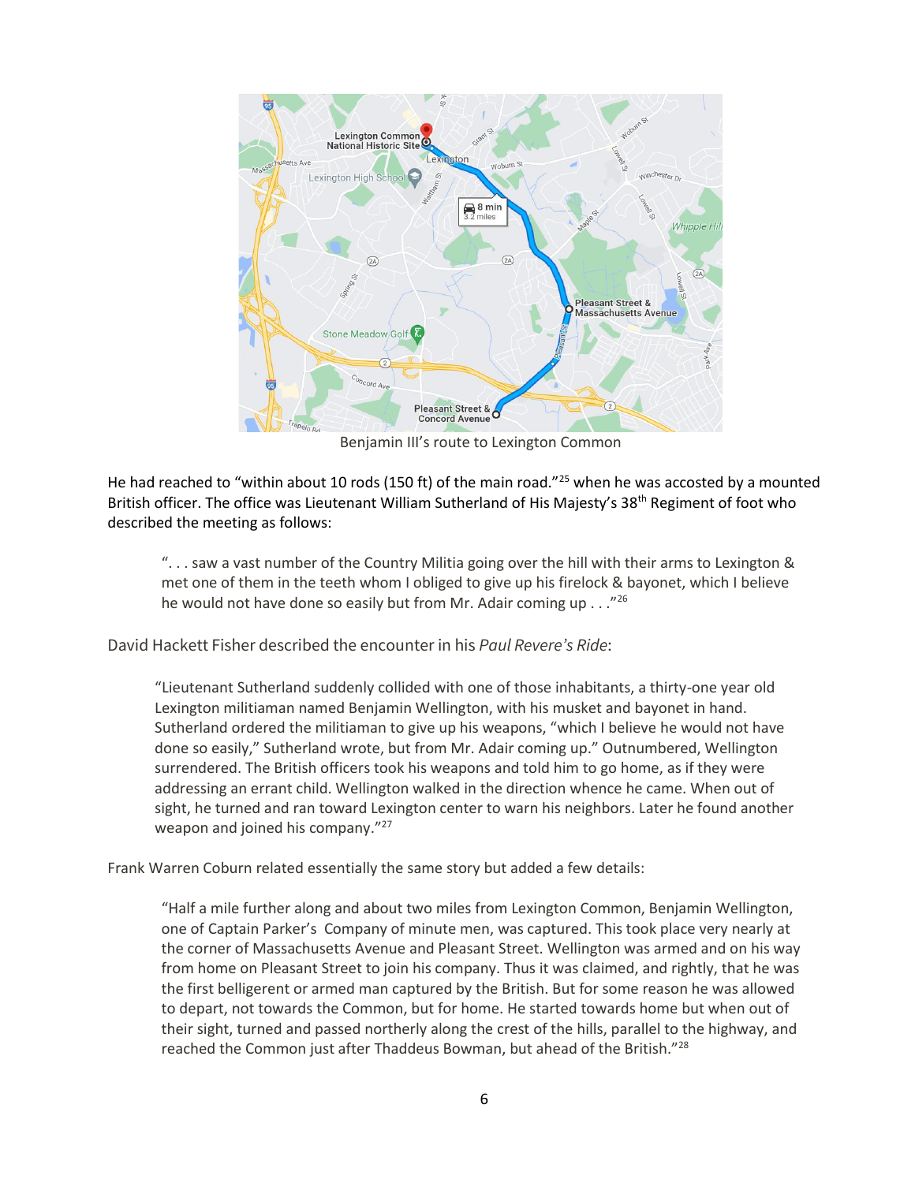Benjamin III's route to Lexington Common

He had reached to "within about 10 rods (150 ft) of the main road."[25] when he was accosted by a mounted British officer. The office was Lieutenant William Sutherland of His Majesty's 38th Regiment of foot who described the meeting as follows:

> ". . . saw a vast number of the Country Militia going over the hill with their arms to Lexington & met one of them in the teeth whom I obliged to give up his firelock & bayonet, which I believe he would not have done so easily but from Mr. Adair coming up . . ."[26]

David Hackett Fisher described the encounter in his *Paul Revere's Ride*:

> "Lieutenant Sutherland suddenly collided with one of those inhabitants, a thirty-one year old Lexington militiaman named Benjamin Wellington, with his musket and bayonet in hand. Sutherland ordered the militiaman to give up his weapons, "which I believe he would not have done so easily," Sutherland wrote, but from Mr. Adair coming up." Outnumbered, Wellington surrendered. The British officers took his weapons and told him to go home, as if they were addressing an errant child. Wellington walked in the direction whence he came. When out of sight, he turned and ran toward Lexington center to warn his neighbors. Later he found another weapon and joined his company."[27]

Frank Warren Coburn related essentially the same story but added a few details:

> "Half a mile further along and about two miles from Lexington Common, Benjamin Wellington, one of Captain Parker's Company of minute men, was captured. This took place very nearly at the corner of Massachusetts Avenue and Pleasant Street. Wellington was armed and on his way from home on Pleasant Street to join his company. Thus it was claimed, and rightly, that he was the first belligerent or armed man captured by the British. But for some reason he was allowed to depart, not towards the Common, but for home. He started towards home but when out of their sight, turned and passed northerly along the crest of the hills, parallel to the highway, and reached the Common just after Thaddeus Bowman, but ahead of the British."[28]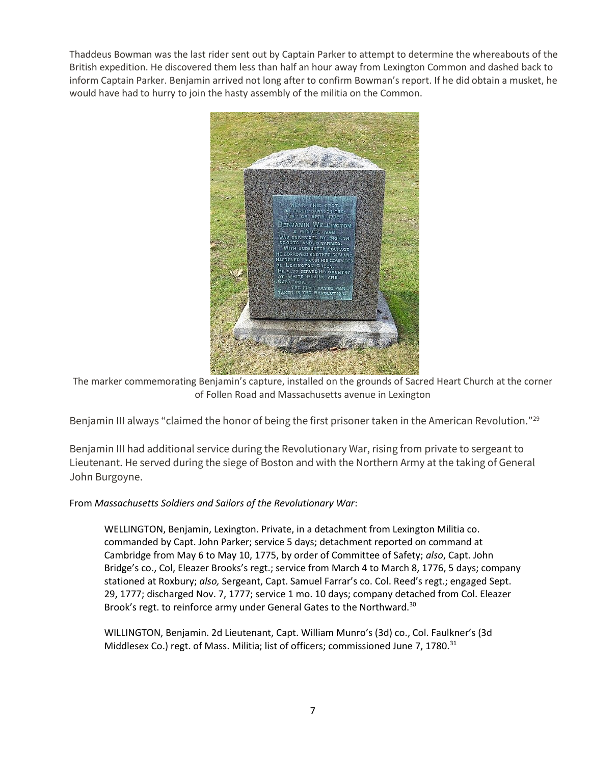Thaddeus Bowman was the last rider sent out by Captain Parker to attempt to determine the whereabouts of the British expedition. He discovered them less than half an hour away from Lexington Common and dashed back to inform Captain Parker. Benjamin arrived not long after to confirm Bowman's report. If he did obtain a musket, he would have had to hurry to join the hasty assembly of the militia on the Common.

The marker commemorating Benjamin's capture, installed on the grounds of Sacred Heart Church at the corner of Follen Road and Massachusetts avenue in Lexington

Benjamin III always "claimed the honor of being the first prisoner taken in the American Revolution."[29]

Benjamin III had additional service during the Revolutionary War, rising from private to sergeant to Lieutenant. He served during the siege of Boston and with the Northern Army at the taking of General John Burgoyne.

From *Massachusetts Soldiers and Sailors of the Revolutionary War*:

> WELLINGTON, Benjamin, Lexington. Private, in a detachment from Lexington Militia co. commanded by Capt. John Parker; service 5 days; detachment reported on command at Cambridge from May 6 to May 10, 1775, by order of Committee of Safety; *also*, Capt. John Bridge's co., Col, Eleazer Brooks's regt.; service from March 4 to March 8, 1776, 5 days; company stationed at Roxbury; *also,* Sergeant, Capt. Samuel Farrar's co. Col. Reed's regt.; engaged Sept. 29, 1777; discharged Nov. 7, 1777; service 1 mo. 10 days; company detached from Col. Eleazer Brook's regt. to reinforce army under General Gates to the Northward.[30]
>
> WILLINGTON, Benjamin. 2d Lieutenant, Capt. William Munro's (3d) co., Col. Faulkner's (3d Middlesex Co.) regt. of Mass. Militia; list of officers; commissioned June 7, 1780.[31]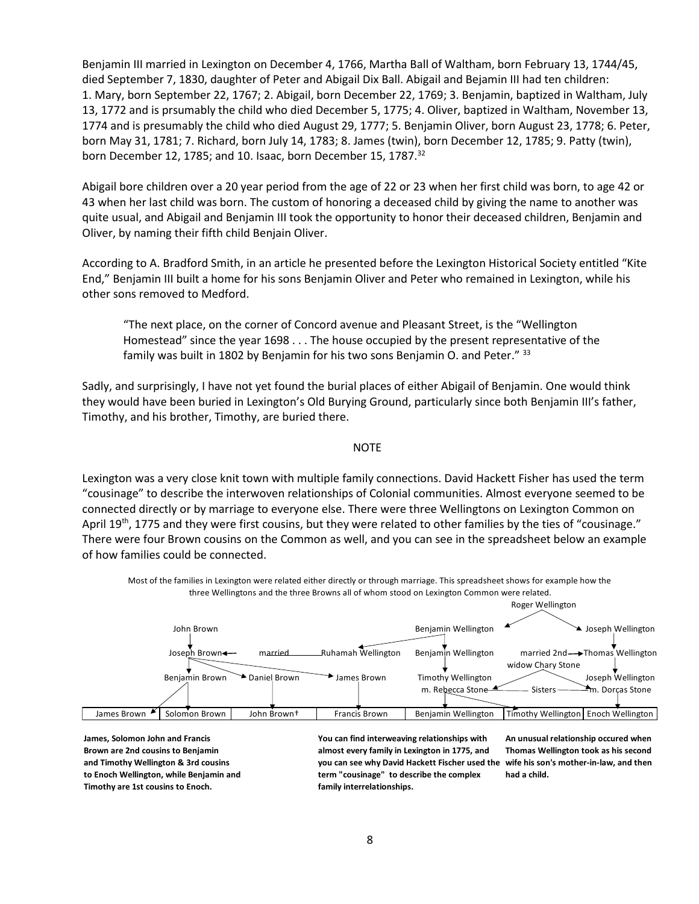Benjamin III married in Lexington on December 4, 1766, Martha Ball of Waltham, born February 13, 1744/45, died September 7, 1830, daughter of Peter and Abigail Dix Ball. Abigail and Bejamin III had ten children: 1. Mary, born September 22, 1767; 2. Abigail, born December 22, 1769; 3. Benjamin, baptized in Waltham, July 13, 1772 and is prsumably the child who died December 5, 1775; 4. Oliver, baptized in Waltham, November 13, 1774 and is presumably the child who died August 29, 1777; 5. Benjamin Oliver, born August 23, 1778; 6. Peter, born May 31, 1781; 7. Richard, born July 14, 1783; 8. James (twin), born December 12, 1785; 9. Patty (twin), born December 12, 1785; and 10. Isaac, born December 15, 1787.[32]

Abigail bore children over a 20 year period from the age of 22 or 23 when her first child was born, to age 42 or 43 when her last child was born. The custom of honoring a deceased child by giving the name to another was quite usual, and Abigail and Benjamin III took the opportunity to honor their deceased children, Benjamin and Oliver, by naming their fifth child Benjain Oliver.

According to A. Bradford Smith, in an article he presented before the Lexington Historical Society entitled "Kite End," Benjamin III built a home for his sons Benjamin Oliver and Peter who remained in Lexington, while his other sons removed to Medford.

> "The next place, on the corner of Concord avenue and Pleasant Street, is the "Wellington Homestead" since the year 1698 . . . The house occupied by the present representative of the family was built in 1802 by Benjamin for his two sons Benjamin O. and Peter." [33]

Sadly, and surprisingly, I have not yet found the burial places of either Abigail of Benjamin. One would think they would have been buried in Lexington's Old Burying Ground, particularly since both Benjamin III's father, Timothy, and his brother, Timothy, are buried there.

NOTE

Lexington was a very close knit town with multiple family connections. David Hackett Fisher has used the term "cousinage" to describe the interwoven relationships of Colonial communities. Almost everyone seemed to be connected directly or by marriage to everyone else. There were three Wellingtons on Lexington Common on April 19th, 1775 and they were first cousins, but they were related to other families by the ties of "cousinage." There were four Brown cousins on the Common as well, and you can see in the spreadsheet below an example of how families could be connected.

Most of the families in Lexington were related either directly or through marriage. This spreadsheet shows for example how the three Wellingtons and the three Browns all of whom stood on Lexington Common were related.

Roger Wellington

John Brown — Benjamin Wellington — Joseph Wellington

Joseph Brown — married — Ruhamah Wellington — Benjamin Wellington — married 2nd widow Chary Stone — Thomas Wellington

Benjamin Brown — Daniel Brown — James Brown — Timothy Wellington m. Rebecca Stone — Sisters — Joseph Wellington m. Dorcas Stone

| James Brown | Solomon Brown | John Brown† | Francis Brown | Benjamin Wellington | Timothy Wellington | Enoch Wellington |
|---|---|---|---|---|---|---|

**James, Solomon John and Francis Brown are 2nd cousins to Benjamin and Timothy Wellington & 3rd cousins to Enoch Wellington, while Benjamin and Timothy are 1st cousins to Enoch.**

**You can find interweaving relationships with almost every family in Lexington in 1775, and you can see why David Hackett Fischer used the term "cousinage" to describe the complex family interrelationships.**

**An unusual relationship occured when Thomas Wellington took as his second wife his son's mother-in-law, and then had a child.**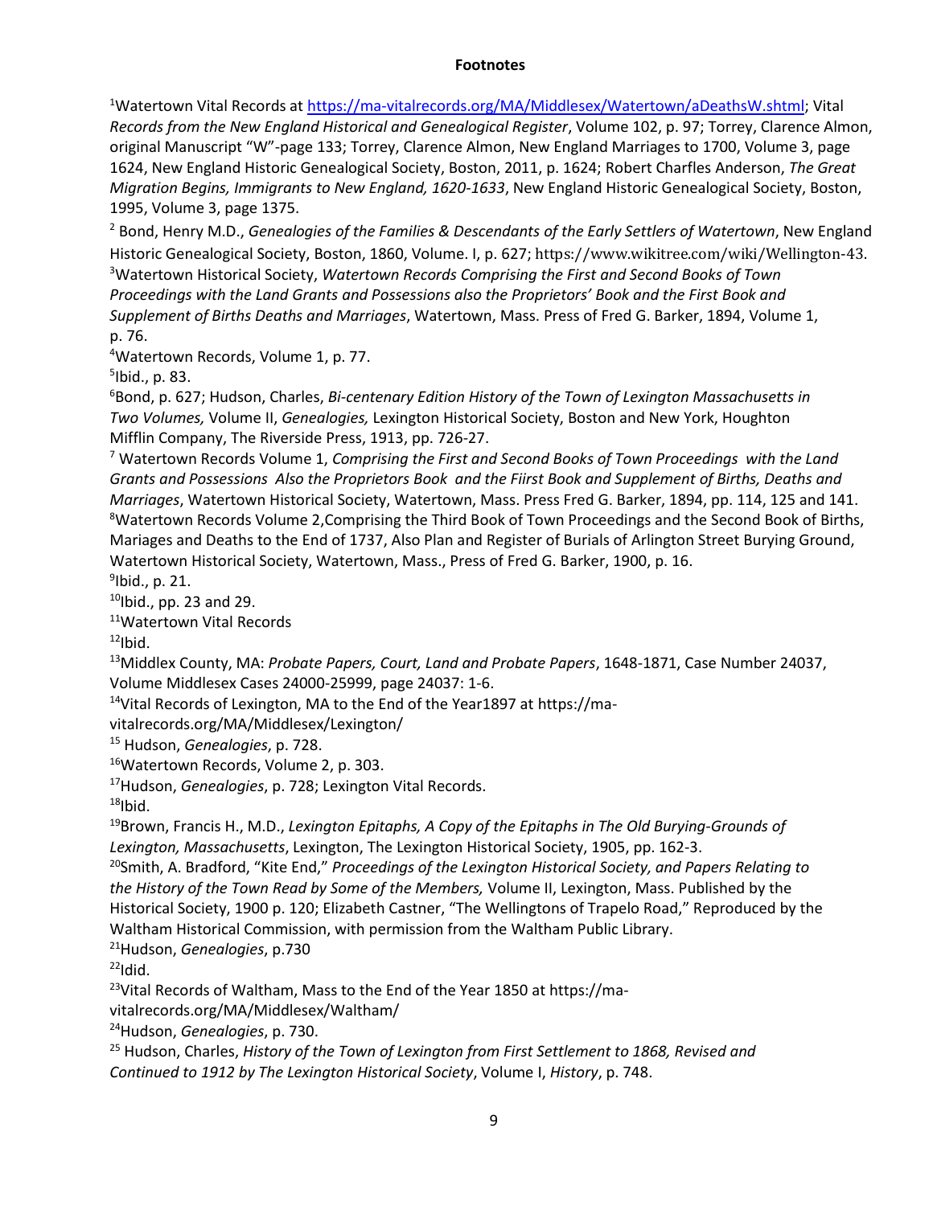# Footnotes

[1]Watertown Vital Records at https://ma-vitalrecords.org/MA/Middlesex/Watertown/aDeathsW.shtml; Vital *Records from the New England Historical and Genealogical Register*, Volume 102, p. 97; Torrey, Clarence Almon, original Manuscript "W"-page 133; Torrey, Clarence Almon, New England Marriages to 1700, Volume 3, page 1624, New England Historic Genealogical Society, Boston, 2011, p. 1624; Robert Charfles Anderson, *The Great Migration Begins, Immigrants to New England, 1620-1633*, New England Historic Genealogical Society, Boston, 1995, Volume 3, page 1375.

[2] Bond, Henry M.D., *Genealogies of the Families & Descendants of the Early Settlers of Watertown*, New England Historic Genealogical Society, Boston, 1860, Volume. I, p. 627; https://www.wikitree.com/wiki/Wellington-43.

[3]Watertown Historical Society, *Watertown Records Comprising the First and Second Books of Town Proceedings with the Land Grants and Possessions also the Proprietors' Book and the First Book and Supplement of Births Deaths and Marriages*, Watertown, Mass. Press of Fred G. Barker, 1894, Volume 1, p. 76.

[4]Watertown Records, Volume 1, p. 77.

[5]Ibid., p. 83.

[6]Bond, p. 627; Hudson, Charles, *Bi-centenary Edition History of the Town of Lexington Massachusetts in Two Volumes,* Volume II, *Genealogies,* Lexington Historical Society, Boston and New York, Houghton Mifflin Company, The Riverside Press, 1913, pp. 726-27.

[7] Watertown Records Volume 1, *Comprising the First and Second Books of Town Proceedings with the Land Grants and Possessions Also the Proprietors Book and the Fiirst Book and Supplement of Births, Deaths and Marriages*, Watertown Historical Society, Watertown, Mass. Press Fred G. Barker, 1894, pp. 114, 125 and 141.

[8]Watertown Records Volume 2,Comprising the Third Book of Town Proceedings and the Second Book of Births, Mariages and Deaths to the End of 1737, Also Plan and Register of Burials of Arlington Street Burying Ground, Watertown Historical Society, Watertown, Mass., Press of Fred G. Barker, 1900, p. 16.

[9]Ibid., p. 21.

[10]Ibid., pp. 23 and 29.

[11]Watertown Vital Records

[12]Ibid.

[13]Middlex County, MA: *Probate Papers, Court, Land and Probate Papers*, 1648-1871, Case Number 24037, Volume Middlesex Cases 24000-25999, page 24037: 1-6.

[14]Vital Records of Lexington, MA to the End of the Year1897 at https://ma-vitalrecords.org/MA/Middlesex/Lexington/

[15] Hudson, *Genealogies*, p. 728.

[16]Watertown Records, Volume 2, p. 303.

[17]Hudson, *Genealogies*, p. 728; Lexington Vital Records.

[18]Ibid.

[19]Brown, Francis H., M.D., *Lexington Epitaphs, A Copy of the Epitaphs in The Old Burying-Grounds of Lexington, Massachusetts*, Lexington, The Lexington Historical Society, 1905, pp. 162-3.

[20]Smith, A. Bradford, "Kite End," *Proceedings of the Lexington Historical Society, and Papers Relating to the History of the Town Read by Some of the Members,* Volume II, Lexington, Mass. Published by the Historical Society, 1900 p. 120; Elizabeth Castner, "The Wellingtons of Trapelo Road," Reproduced by the Waltham Historical Commission, with permission from the Waltham Public Library.

[21]Hudson, *Genealogies*, p.730

[22]Idid.

[23]Vital Records of Waltham, Mass to the End of the Year 1850 at https://ma-vitalrecords.org/MA/Middlesex/Waltham/

[24]Hudson, *Genealogies*, p. 730.

[25] Hudson, Charles, *History of the Town of Lexington from First Settlement to 1868, Revised and Continued to 1912 by The Lexington Historical Society*, Volume I, *History*, p. 748.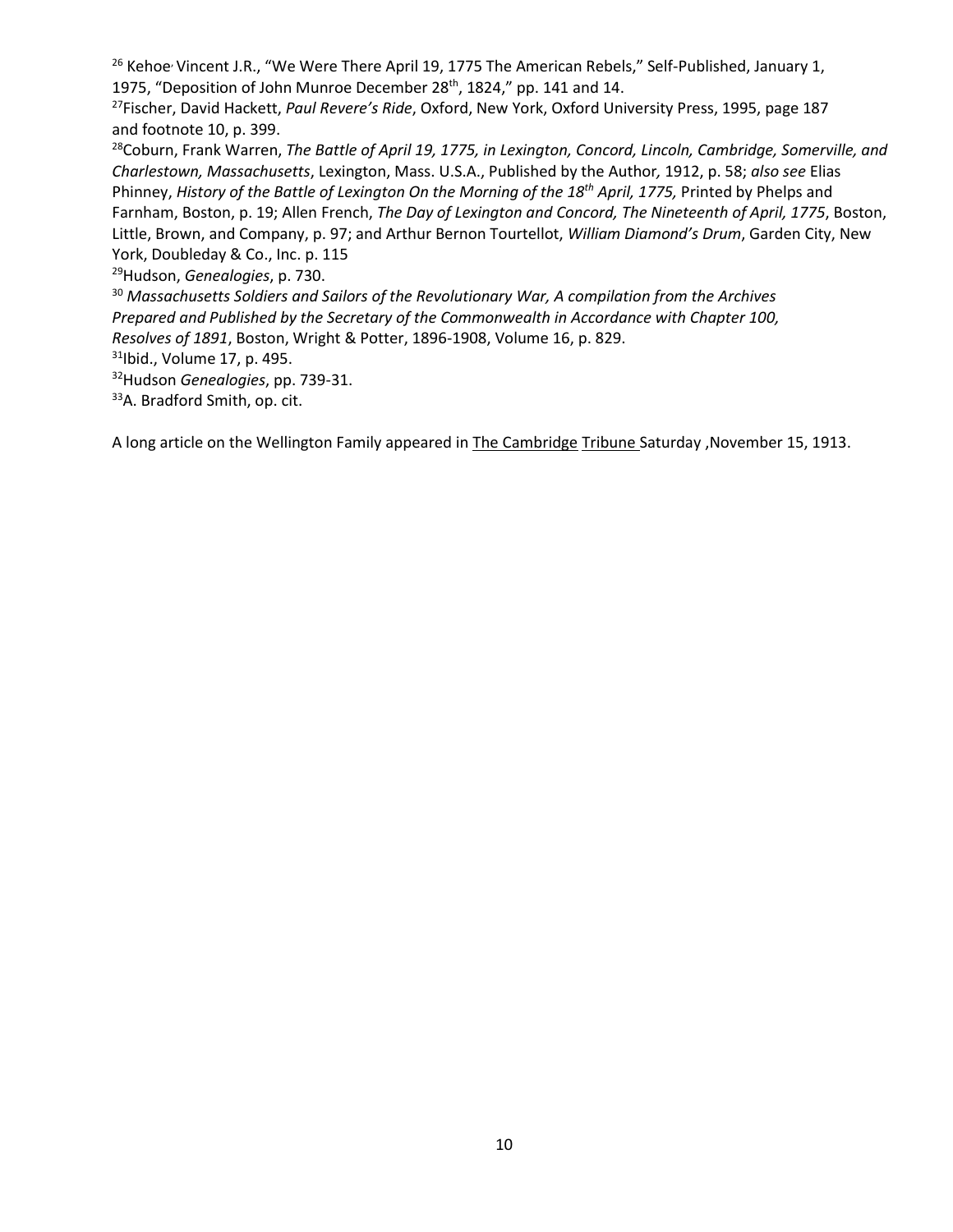[26] Kehoe, Vincent J.R., "We Were There April 19, 1775 The American Rebels," Self-Published, January 1, 1975, "Deposition of John Munroe December 28th, 1824," pp. 141 and 14.

[27] Fischer, David Hackett, *Paul Revere's Ride*, Oxford, New York, Oxford University Press, 1995, page 187 and footnote 10, p. 399.

[28] Coburn, Frank Warren, *The Battle of April 19, 1775, in Lexington, Concord, Lincoln, Cambridge, Somerville, and Charlestown, Massachusetts*, Lexington, Mass. U.S.A., Published by the Author, 1912, p. 58; *also see* Elias Phinney, *History of the Battle of Lexington On the Morning of the 18th April, 1775,* Printed by Phelps and Farnham, Boston, p. 19; Allen French, *The Day of Lexington and Concord, The Nineteenth of April, 1775*, Boston, Little, Brown, and Company, p. 97; and Arthur Bernon Tourtellot, *William Diamond's Drum*, Garden City, New York, Doubleday & Co., Inc. p. 115

[29] Hudson, *Genealogies*, p. 730.

[30] *Massachusetts Soldiers and Sailors of the Revolutionary War, A compilation from the Archives Prepared and Published by the Secretary of the Commonwealth in Accordance with Chapter 100, Resolves of 1891*, Boston, Wright & Potter, 1896-1908, Volume 16, p. 829.

[31] Ibid., Volume 17, p. 495.

[32] Hudson *Genealogies*, pp. 739-31.

[33] A. Bradford Smith, op. cit.

A long article on the Wellington Family appeared in <u>The Cambridge Tribune</u> Saturday ,November 15, 1913.